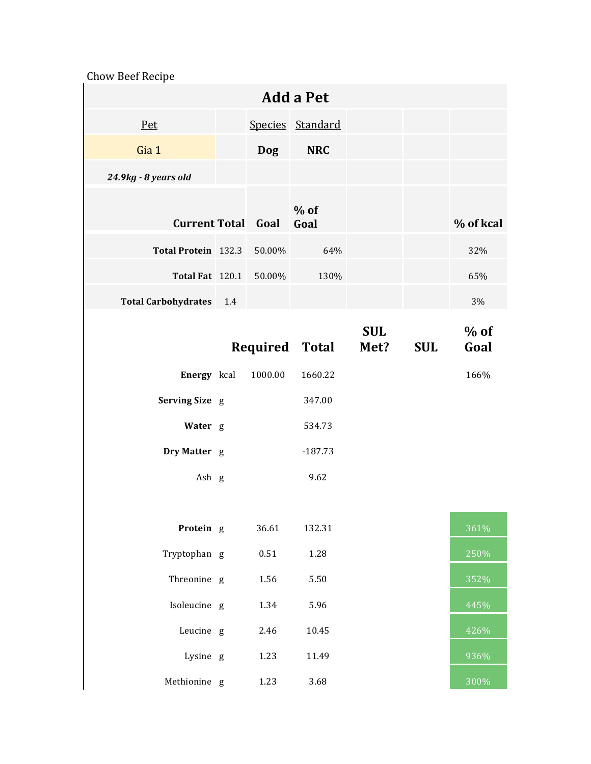Chow Beef Recipe

| Add a Pet | | | | | | |
|---|---|---|---|---|---|---|
| Pet | | Species | Standard | | | |
| Gia 1 | | Dog | NRC | | | |
| ***24.9kg - 8 years old*** | | | | | | |
| **Current Total** | | **Goal** | **% of Goal** | | | **% of kcal** |
| **Total Protein** | 132.3 | 50.00% | 64% | | | 32% |
| **Total Fat** | 120.1 | 50.00% | 130% | | | 65% |
| **Total Carbohydrates** | 1.4 | | | | | 3% |

| | | Required | Total | SUL Met? | SUL | % of Goal |
|---|---|---|---|---|---|---|
| **Energy** | kcal | 1000.00 | 1660.22 | | | 166% |
| **Serving Size** | g | | 347.00 | | | |
| **Water** | g | | 534.73 | | | |
| **Dry Matter** | g | | -187.73 | | | |
| Ash | g | | 9.62 | | | |
| **Protein** | g | 36.61 | 132.31 | | | 361% |
| Tryptophan | g | 0.51 | 1.28 | | | 250% |
| Threonine | g | 1.56 | 5.50 | | | 352% |
| Isoleucine | g | 1.34 | 5.96 | | | 445% |
| Leucine | g | 2.46 | 10.45 | | | 426% |
| Lysine | g | 1.23 | 11.49 | | | 936% |
| Methionine | g | 1.23 | 3.68 | | | 300% |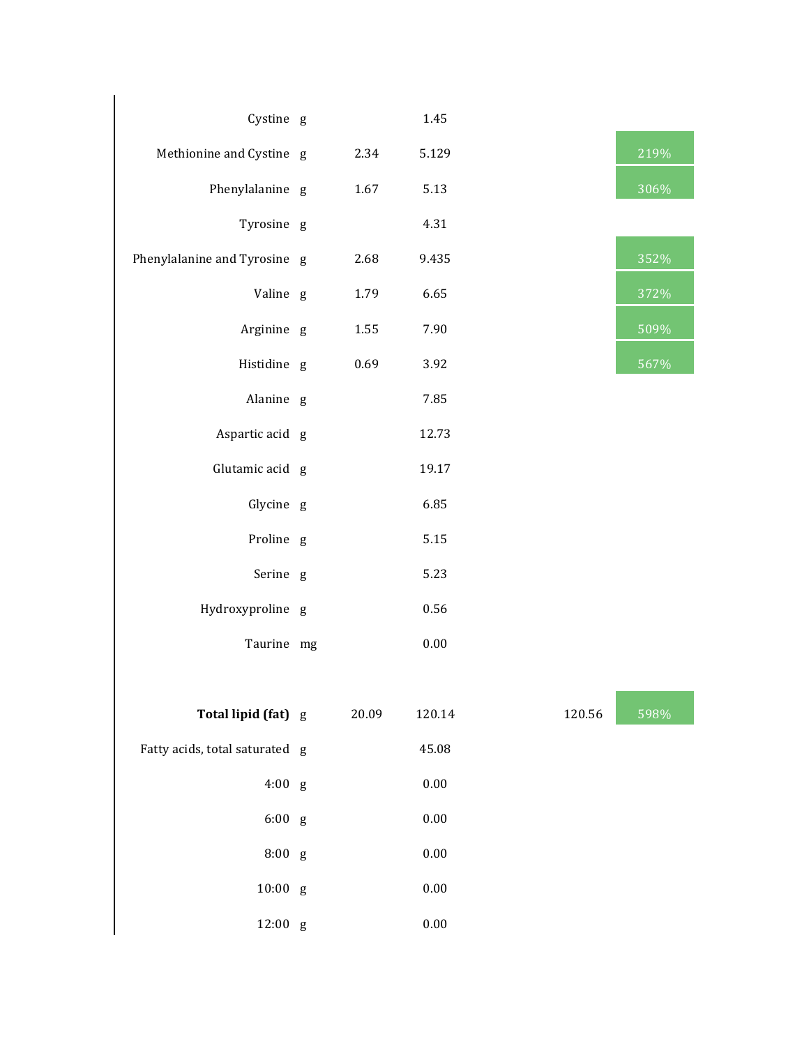| | | | | | |
|---|---|---|---|---|---|
| Cystine | g | | 1.45 | | |
| Methionine and Cystine | g | 2.34 | 5.129 | | 219% |
| Phenylalanine | g | 1.67 | 5.13 | | 306% |
| Tyrosine | g | | 4.31 | | |
| Phenylalanine and Tyrosine | g | 2.68 | 9.435 | | 352% |
| Valine | g | 1.79 | 6.65 | | 372% |
| Arginine | g | 1.55 | 7.90 | | 509% |
| Histidine | g | 0.69 | 3.92 | | 567% |
| Alanine | g | | 7.85 | | |
| Aspartic acid | g | | 12.73 | | |
| Glutamic acid | g | | 19.17 | | |
| Glycine | g | | 6.85 | | |
| Proline | g | | 5.15 | | |
| Serine | g | | 5.23 | | |
| Hydroxyproline | g | | 0.56 | | |
| Taurine | mg | | 0.00 | | |
| | | | | | |
| **Total lipid (fat)** | g | 20.09 | 120.14 | 120.56 | 598% |
| Fatty acids, total saturated | g | | 45.08 | | |
| 4:00 | g | | 0.00 | | |
| 6:00 | g | | 0.00 | | |
| 8:00 | g | | 0.00 | | |
| 10:00 | g | | 0.00 | | |
| 12:00 | g | | 0.00 | | |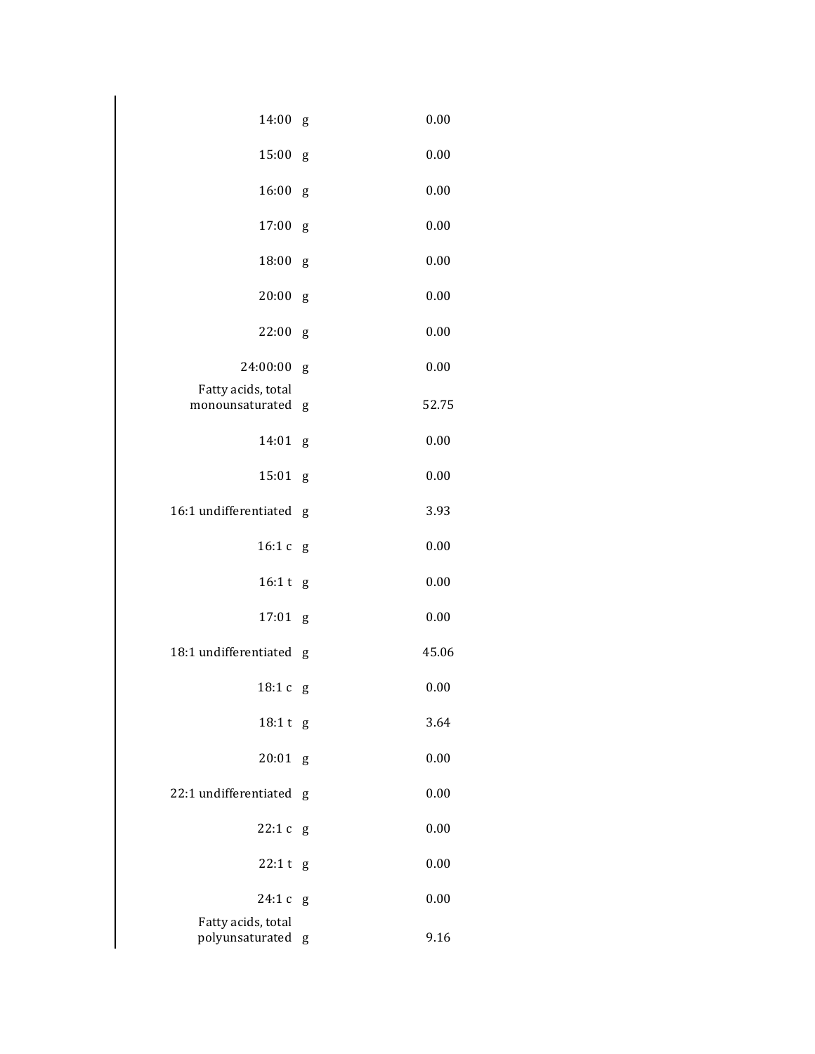| | | |
|---|---|---|
| 14:00 | g | 0.00 |
| 15:00 | g | 0.00 |
| 16:00 | g | 0.00 |
| 17:00 | g | 0.00 |
| 18:00 | g | 0.00 |
| 20:00 | g | 0.00 |
| 22:00 | g | 0.00 |
| 24:00:00 | g | 0.00 |
| Fatty acids, total monounsaturated | g | 52.75 |
| 14:01 | g | 0.00 |
| 15:01 | g | 0.00 |
| 16:1 undifferentiated | g | 3.93 |
| 16:1 c | g | 0.00 |
| 16:1 t | g | 0.00 |
| 17:01 | g | 0.00 |
| 18:1 undifferentiated | g | 45.06 |
| 18:1 c | g | 0.00 |
| 18:1 t | g | 3.64 |
| 20:01 | g | 0.00 |
| 22:1 undifferentiated | g | 0.00 |
| 22:1 c | g | 0.00 |
| 22:1 t | g | 0.00 |
| 24:1 c | g | 0.00 |
| Fatty acids, total polyunsaturated | g | 9.16 |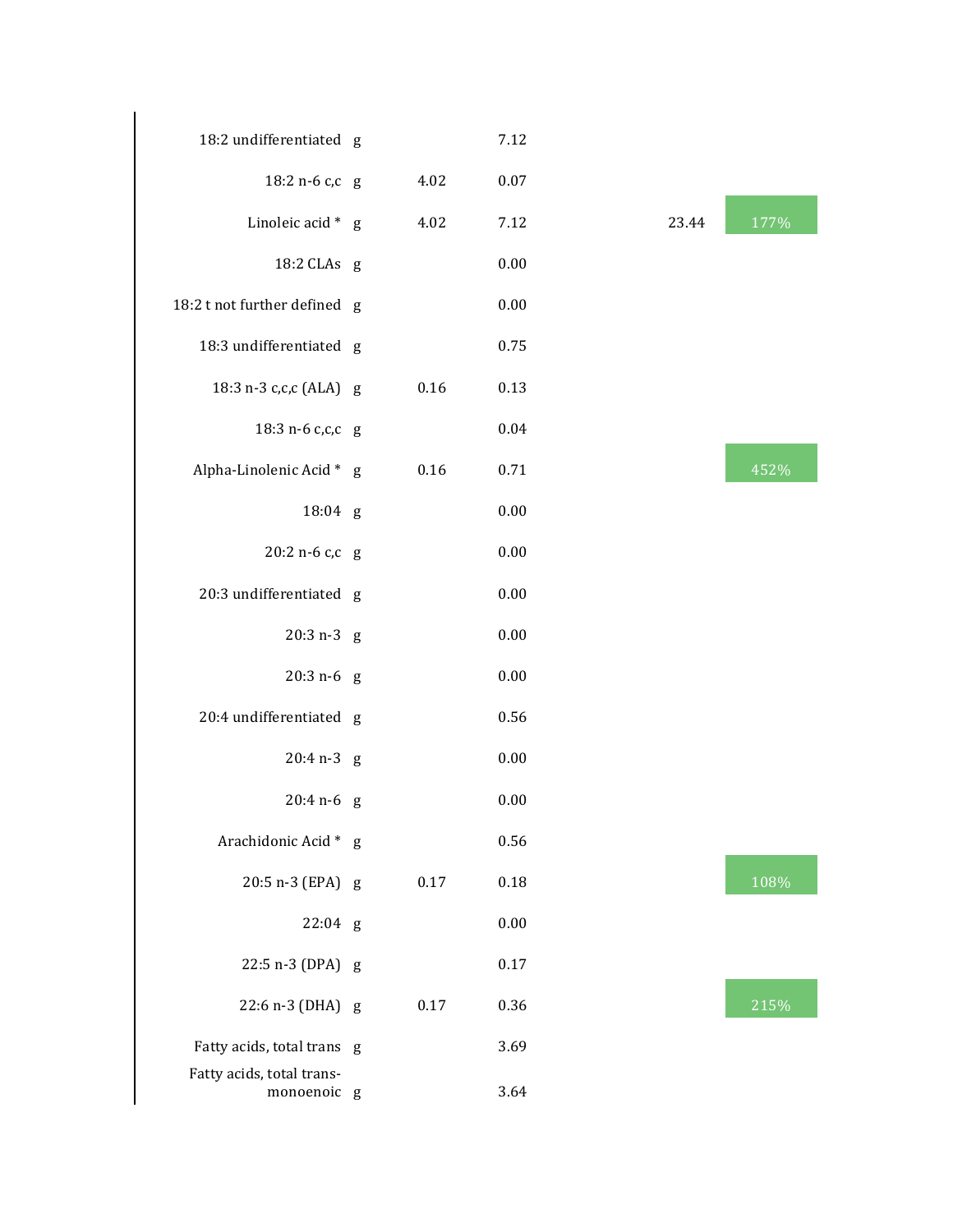| | | | | | |
|---|---|---|---|---|---|
| 18:2 undifferentiated | g | | 7.12 | | |
| 18:2 n-6 c,c | g | 4.02 | 0.07 | | |
| Linoleic acid * | g | 4.02 | 7.12 | 23.44 | 177% |
| 18:2 CLAs | g | | 0.00 | | |
| 18:2 t not further defined | g | | 0.00 | | |
| 18:3 undifferentiated | g | | 0.75 | | |
| 18:3 n-3 c,c,c (ALA) | g | 0.16 | 0.13 | | |
| 18:3 n-6 c,c,c | g | | 0.04 | | |
| Alpha-Linolenic Acid * | g | 0.16 | 0.71 | | 452% |
| 18:04 | g | | 0.00 | | |
| 20:2 n-6 c,c | g | | 0.00 | | |
| 20:3 undifferentiated | g | | 0.00 | | |
| 20:3 n-3 | g | | 0.00 | | |
| 20:3 n-6 | g | | 0.00 | | |
| 20:4 undifferentiated | g | | 0.56 | | |
| 20:4 n-3 | g | | 0.00 | | |
| 20:4 n-6 | g | | 0.00 | | |
| Arachidonic Acid * | g | | 0.56 | | |
| 20:5 n-3 (EPA) | g | 0.17 | 0.18 | | 108% |
| 22:04 | g | | 0.00 | | |
| 22:5 n-3 (DPA) | g | | 0.17 | | |
| 22:6 n-3 (DHA) | g | 0.17 | 0.36 | | 215% |
| Fatty acids, total trans | g | | 3.69 | | |
| Fatty acids, total trans-monoenoic | g | | 3.64 | | |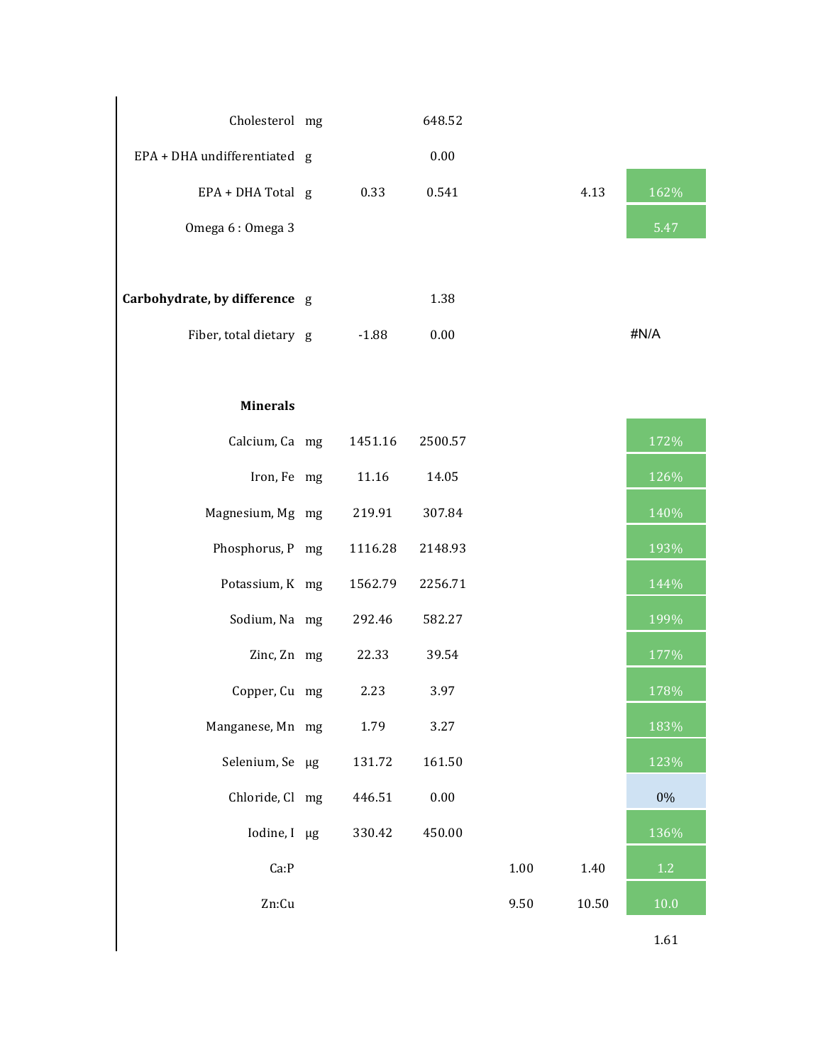| | | | | | | |
|---|---|---|---|---|---|---|
| Cholesterol | mg | | 648.52 | | | |
| EPA + DHA undifferentiated | g | | 0.00 | | | |
| EPA + DHA Total | g | 0.33 | 0.541 | | 4.13 | 162% |
| Omega 6 : Omega 3 | | | | | | 5.47 |
| | | | | | | |
| **Carbohydrate, by difference** | g | | 1.38 | | | |
| Fiber, total dietary | g | -1.88 | 0.00 | | | #N/A |
| | | | | | | |
| **Minerals** | | | | | | |
| Calcium, Ca | mg | 1451.16 | 2500.57 | | | 172% |
| Iron, Fe | mg | 11.16 | 14.05 | | | 126% |
| Magnesium, Mg | mg | 219.91 | 307.84 | | | 140% |
| Phosphorus, P | mg | 1116.28 | 2148.93 | | | 193% |
| Potassium, K | mg | 1562.79 | 2256.71 | | | 144% |
| Sodium, Na | mg | 292.46 | 582.27 | | | 199% |
| Zinc, Zn | mg | 22.33 | 39.54 | | | 177% |
| Copper, Cu | mg | 2.23 | 3.97 | | | 178% |
| Manganese, Mn | mg | 1.79 | 3.27 | | | 183% |
| Selenium, Se | µg | 131.72 | 161.50 | | | 123% |
| Chloride, Cl | mg | 446.51 | 0.00 | | | 0% |
| Iodine, I | µg | 330.42 | 450.00 | | | 136% |
| Ca:P | | | | 1.00 | 1.40 | 1.2 |
| Zn:Cu | | | | 9.50 | 10.50 | 10.0 |
| | | | | | | 1.61 |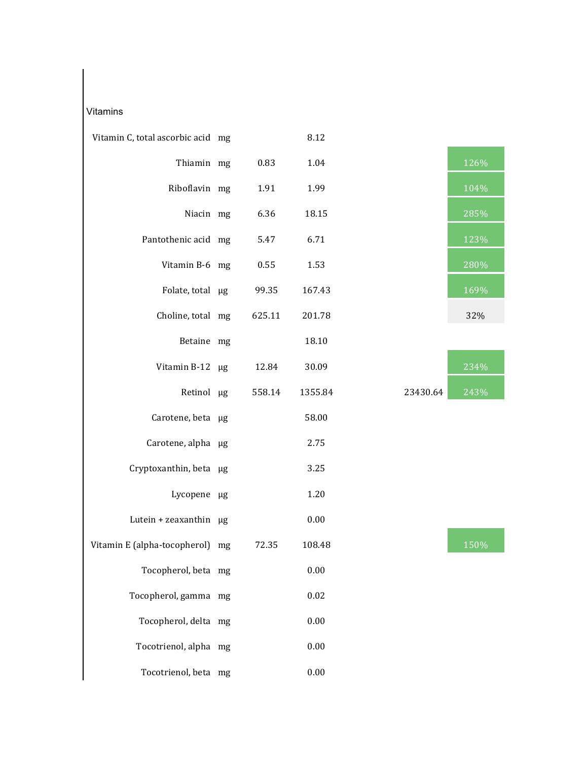Vitamins

| | | | | | |
|---|---|---|---|---|---|
| Vitamin C, total ascorbic acid | mg | | 8.12 | | |
| Thiamin | mg | 0.83 | 1.04 | | 126% |
| Riboflavin | mg | 1.91 | 1.99 | | 104% |
| Niacin | mg | 6.36 | 18.15 | | 285% |
| Pantothenic acid | mg | 5.47 | 6.71 | | 123% |
| Vitamin B-6 | mg | 0.55 | 1.53 | | 280% |
| Folate, total | µg | 99.35 | 167.43 | | 169% |
| Choline, total | mg | 625.11 | 201.78 | | 32% |
| Betaine | mg | | 18.10 | | |
| Vitamin B-12 | µg | 12.84 | 30.09 | | 234% |
| Retinol | µg | 558.14 | 1355.84 | 23430.64 | 243% |
| Carotene, beta | µg | | 58.00 | | |
| Carotene, alpha | µg | | 2.75 | | |
| Cryptoxanthin, beta | µg | | 3.25 | | |
| Lycopene | µg | | 1.20 | | |
| Lutein + zeaxanthin | µg | | 0.00 | | |
| Vitamin E (alpha-tocopherol) | mg | 72.35 | 108.48 | | 150% |
| Tocopherol, beta | mg | | 0.00 | | |
| Tocopherol, gamma | mg | | 0.02 | | |
| Tocopherol, delta | mg | | 0.00 | | |
| Tocotrienol, alpha | mg | | 0.00 | | |
| Tocotrienol, beta | mg | | 0.00 | | |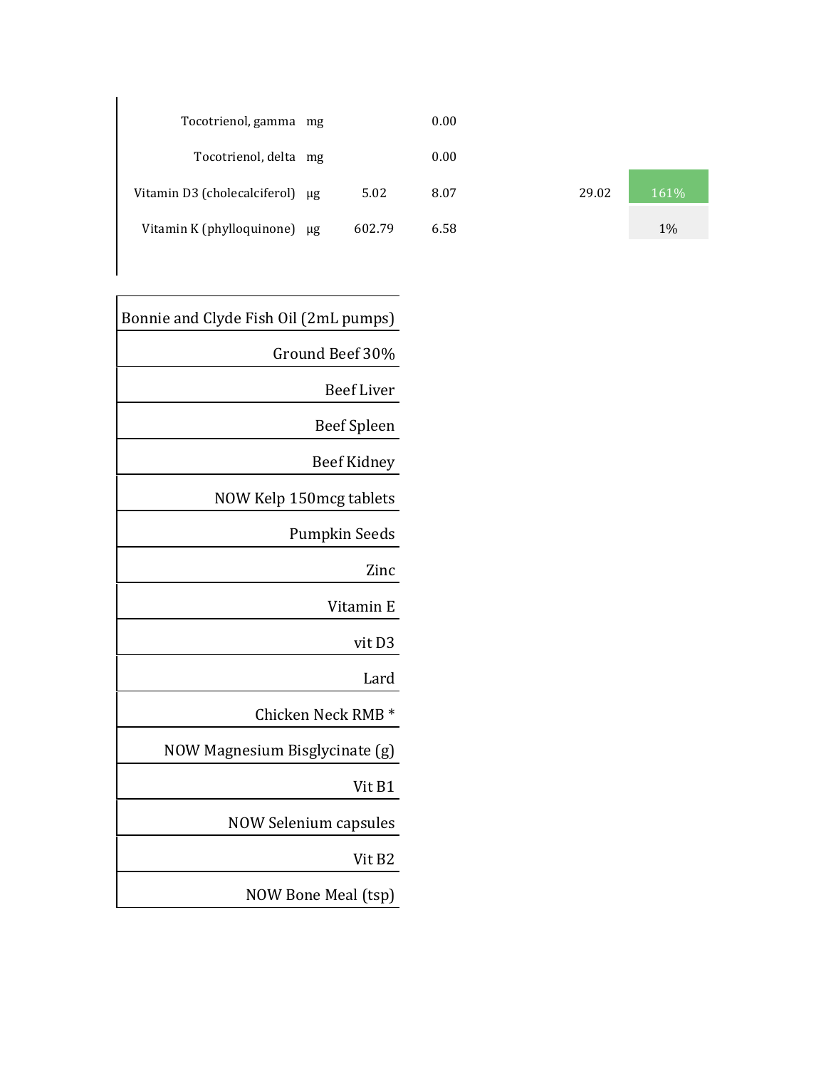| | | | | | | |
|---|---|---|---|---|---|---|
| Tocotrienol, gamma | mg | | 0.00 | | | |
| Tocotrienol, delta | mg | | 0.00 | | | |
| Vitamin D3 (cholecalciferol) | µg | 5.02 | 8.07 | | 29.02 | 161% |
| Vitamin K (phylloquinone) | µg | 602.79 | 6.58 | | | 1% |

| |
|---|
| Bonnie and Clyde Fish Oil (2mL pumps) |
| Ground Beef 30% |
| Beef Liver |
| Beef Spleen |
| Beef Kidney |
| NOW Kelp 150mcg tablets |
| Pumpkin Seeds |
| Zinc |
| Vitamin E |
| vit D3 |
| Lard |
| Chicken Neck RMB * |
| NOW Magnesium Bisglycinate (g) |
| Vit B1 |
| NOW Selenium capsules |
| Vit B2 |
| NOW Bone Meal (tsp) |